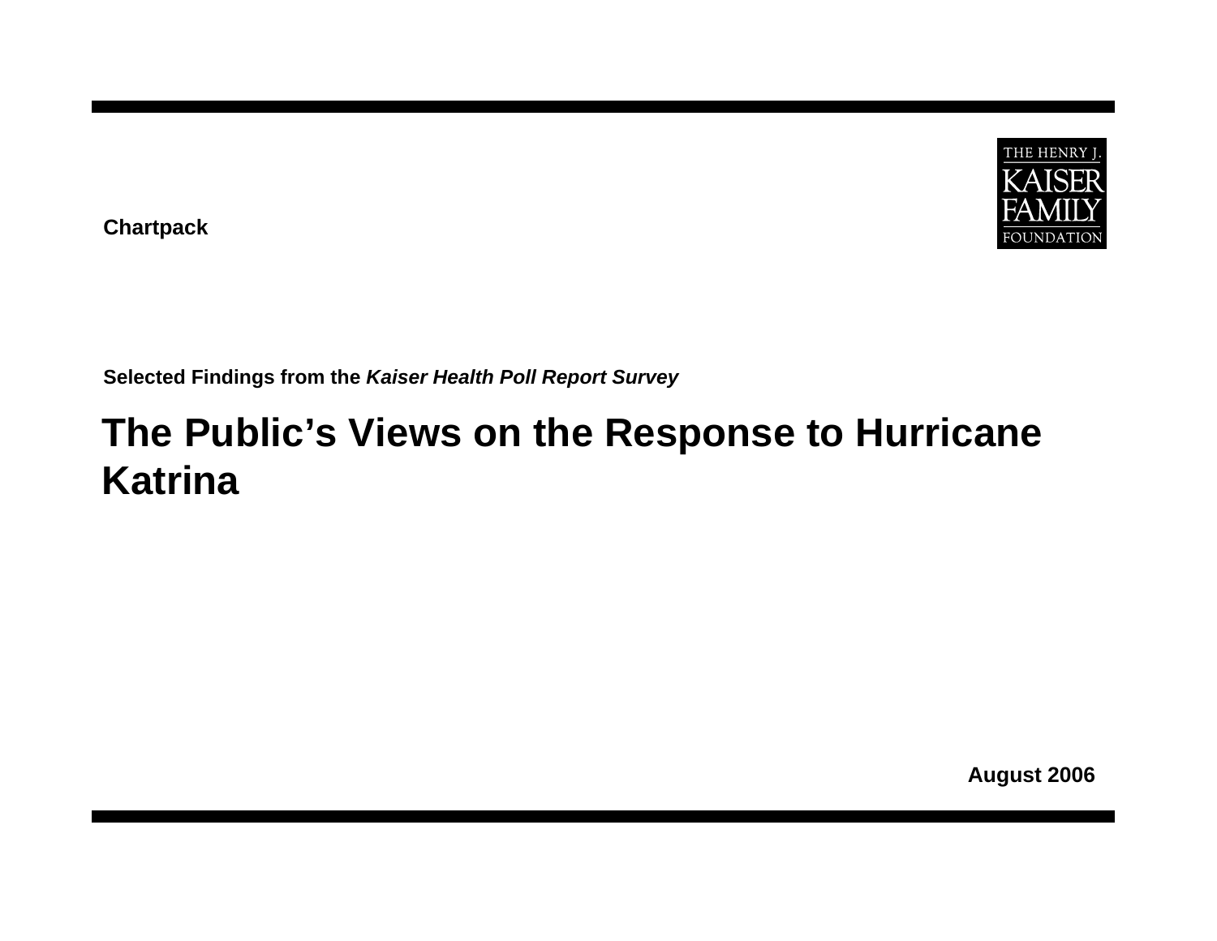THE HENRY J. KAISER FAMILY FOUNDATION

**Chartpack**

**Selected Findings from the *Kaiser Health Poll Report Survey***

# The Public's Views on the Response to Hurricane Katrina

**August 2006**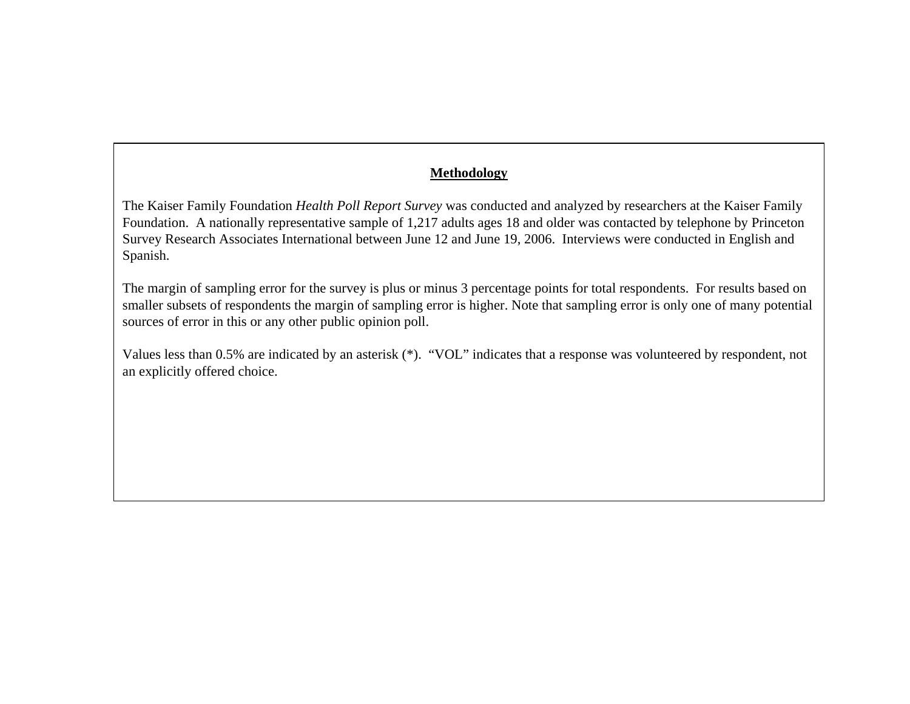## Methodology

The Kaiser Family Foundation *Health Poll Report Survey* was conducted and analyzed by researchers at the Kaiser Family Foundation. A nationally representative sample of 1,217 adults ages 18 and older was contacted by telephone by Princeton Survey Research Associates International between June 12 and June 19, 2006. Interviews were conducted in English and Spanish.

The margin of sampling error for the survey is plus or minus 3 percentage points for total respondents. For results based on smaller subsets of respondents the margin of sampling error is higher. Note that sampling error is only one of many potential sources of error in this or any other public opinion poll.

Values less than 0.5% are indicated by an asterisk (*). "VOL" indicates that a response was volunteered by respondent, not an explicitly offered choice.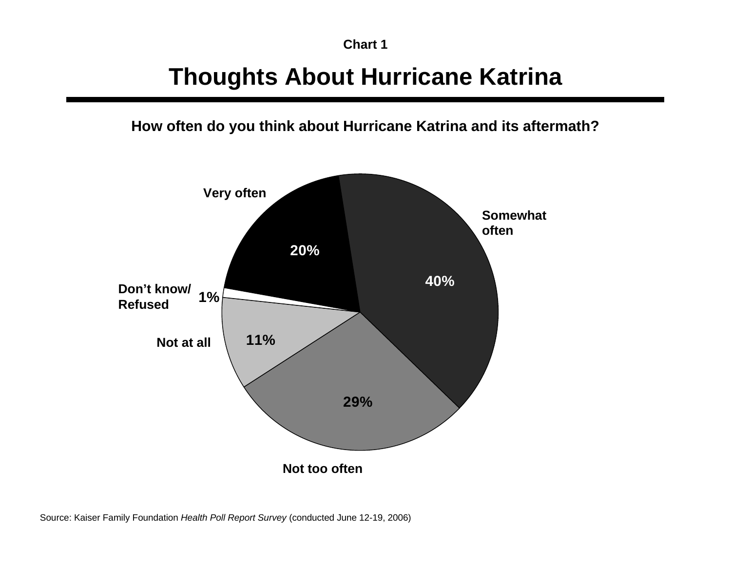**Chart 1**

# Thoughts About Hurricane Katrina

**How often do you think about Hurricane Katrina and its aftermath?**

| Response | Percent |
| --- | --- |
| Very often | 20% |
| Somewhat often | 40% |
| Not too often | 29% |
| Not at all | 11% |
| Don't know/ Refused | 1% |

Source: Kaiser Family Foundation *Health Poll Report Survey* (conducted June 12-19, 2006)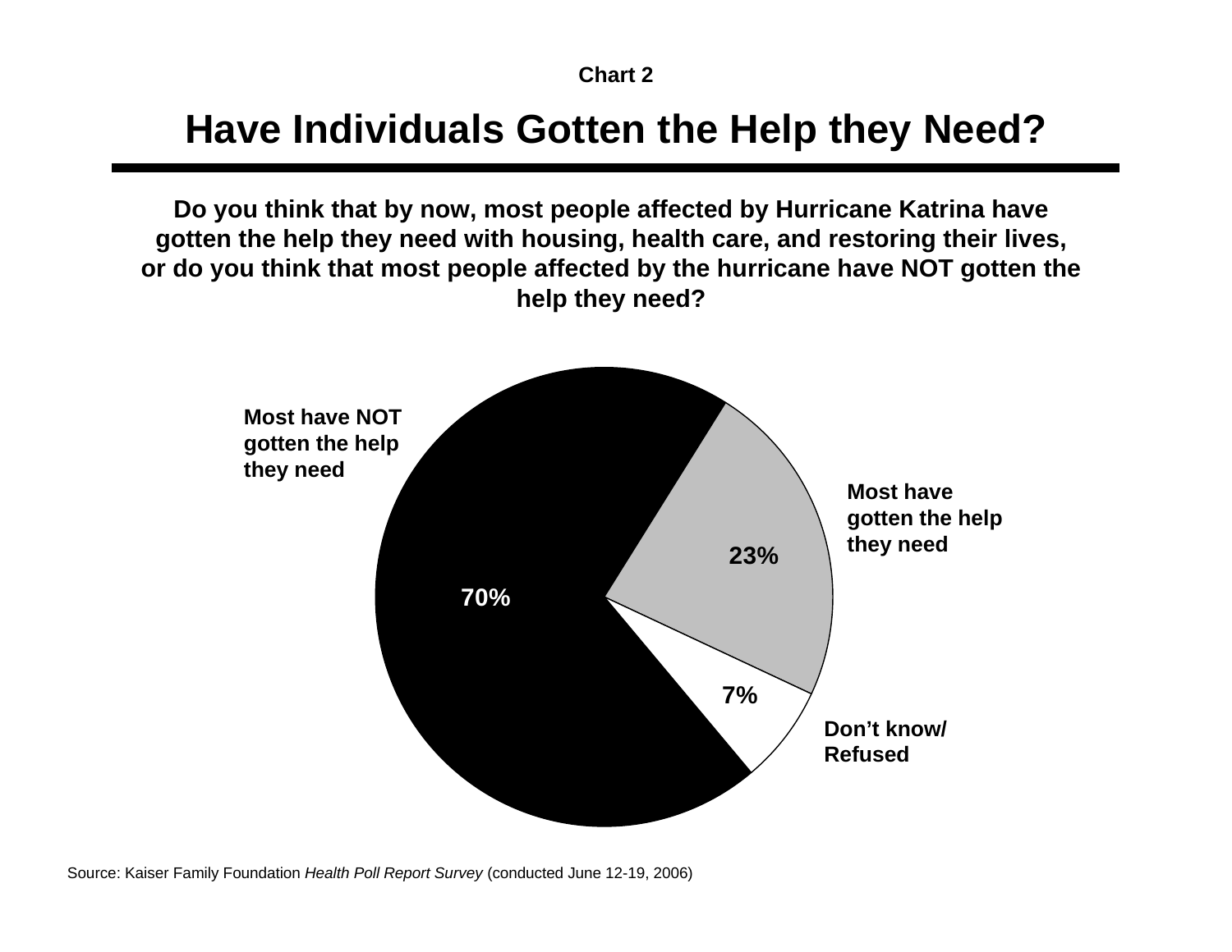**Chart 2**

# Have Individuals Gotten the Help they Need?

**Do you think that by now, most people affected by Hurricane Katrina have gotten the help they need with housing, health care, and restoring their lives, or do you think that most people affected by the hurricane have NOT gotten the help they need?**

| Response | Percent |
| --- | --- |
| Most have NOT gotten the help they need | 70% |
| Most have gotten the help they need | 23% |
| Don't know/ Refused | 7% |

Source: Kaiser Family Foundation *Health Poll Report Survey* (conducted June 12-19, 2006)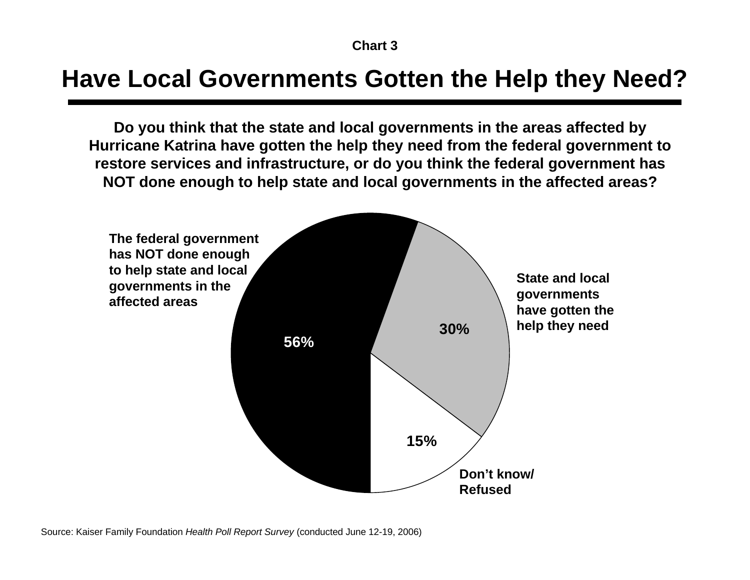**Chart 3**

# Have Local Governments Gotten the Help they Need?

**Do you think that the state and local governments in the areas affected by Hurricane Katrina have gotten the help they need from the federal government to restore services and infrastructure, or do you think the federal government has NOT done enough to help state and local governments in the affected areas?**

| Response | Percent |
| --- | --- |
| The federal government has NOT done enough to help state and local governments in the affected areas | 56% |
| State and local governments have gotten the help they need | 30% |
| Don't know/ Refused | 15% |

Source: Kaiser Family Foundation *Health Poll Report Survey* (conducted June 12-19, 2006)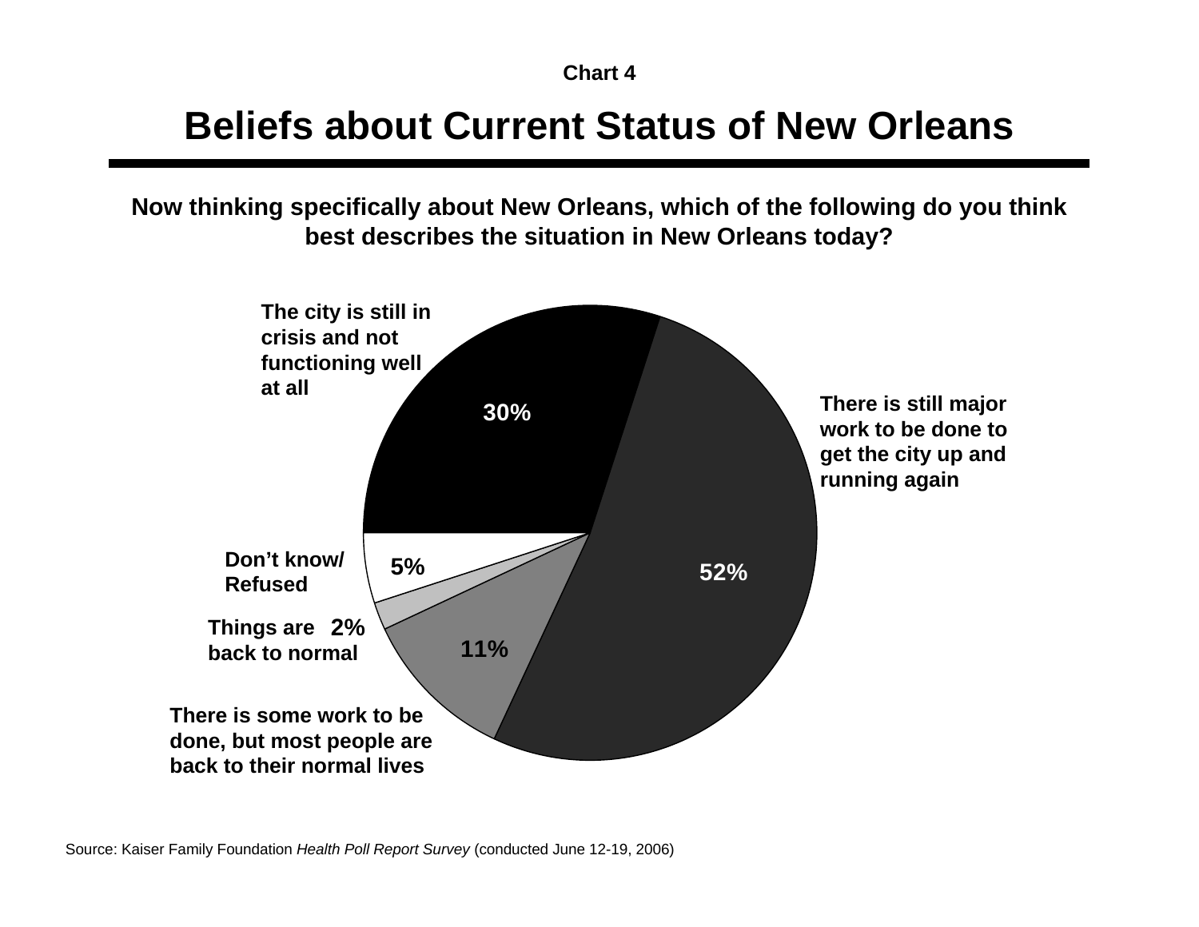**Chart 4**

# Beliefs about Current Status of New Orleans

**Now thinking specifically about New Orleans, which of the following do you think best describes the situation in New Orleans today?**

| Response | Percent |
| --- | --- |
| There is still major work to be done to get the city up and running again | 52% |
| The city is still in crisis and not functioning well at all | 30% |
| There is some work to be done, but most people are back to their normal lives | 11% |
| Things are back to normal | 2% |
| Don't know/ Refused | 5% |

Source: Kaiser Family Foundation *Health Poll Report Survey* (conducted June 12-19, 2006)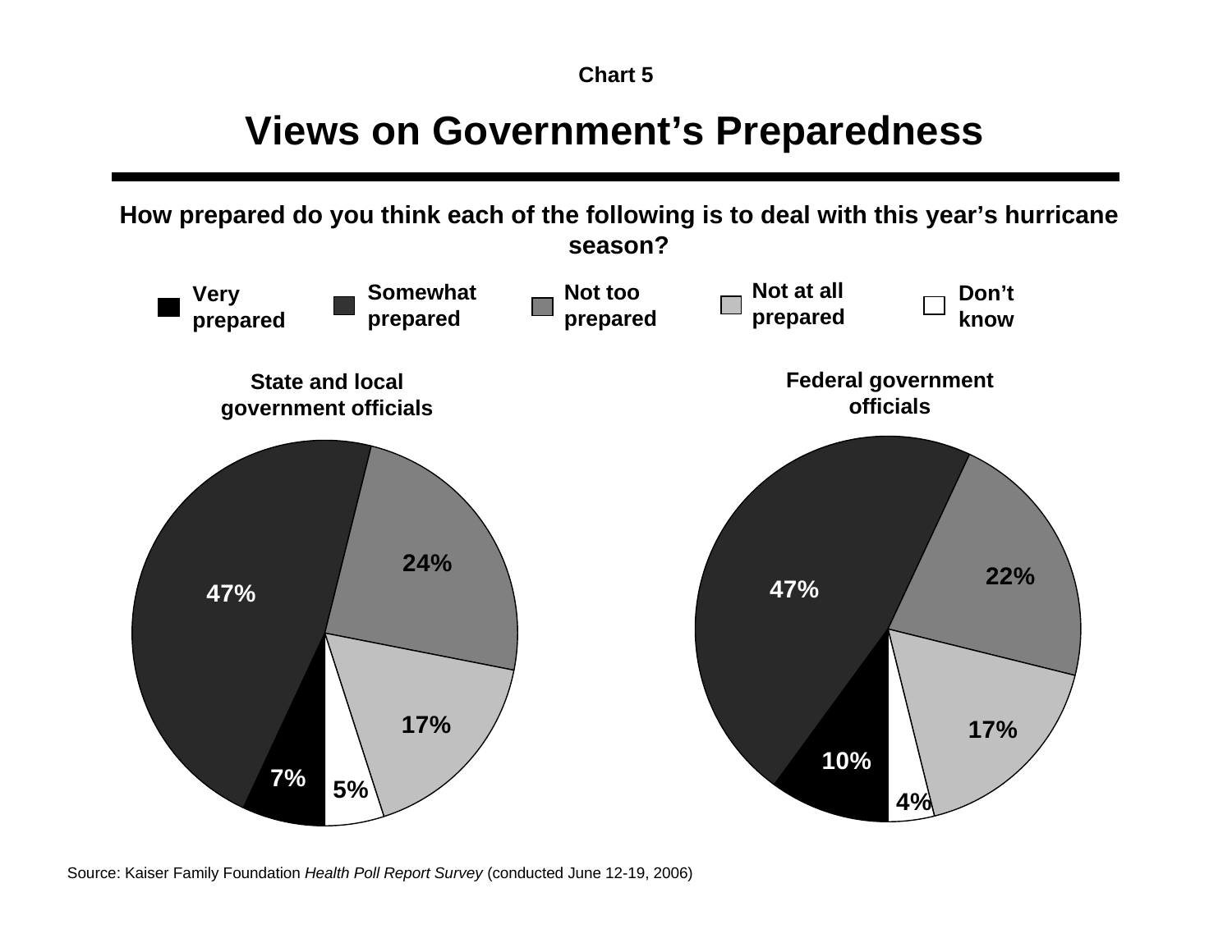Chart 5

# Views on Government's Preparedness

**How prepared do you think each of the following is to deal with this year's hurricane season?**

| | Very prepared | Somewhat prepared | Not too prepared | Not at all prepared | Don't know |
|---|---|---|---|---|---|
| State and local government officials | 7% | 47% | 24% | 17% | 5% |
| Federal government officials | 10% | 47% | 22% | 17% | 4% |

Source: Kaiser Family Foundation *Health Poll Report Survey* (conducted June 12-19, 2006)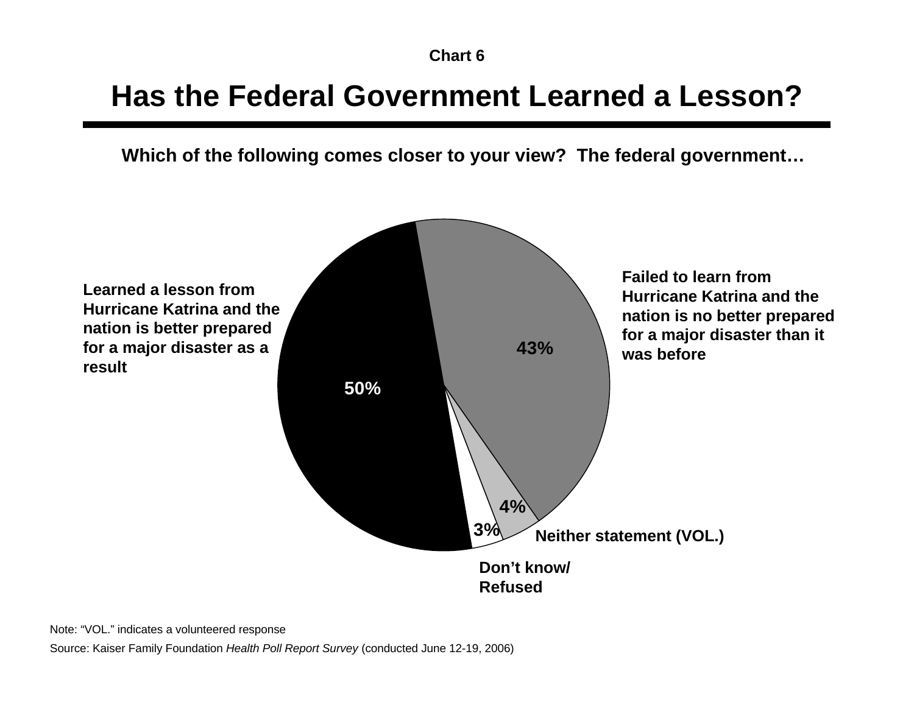Chart 6

# Has the Federal Government Learned a Lesson?

**Which of the following comes closer to your view? The federal government…**

**Learned a lesson from Hurricane Katrina and the nation is better prepared for a major disaster as a result** — 50%

**Failed to learn from Hurricane Katrina and the nation is no better prepared for a major disaster than it was before** — 43%

**Neither statement (VOL.)** — 4%

**Don't know/ Refused** — 3%

Note: "VOL." indicates a volunteered response

Source: Kaiser Family Foundation *Health Poll Report Survey* (conducted June 12-19, 2006)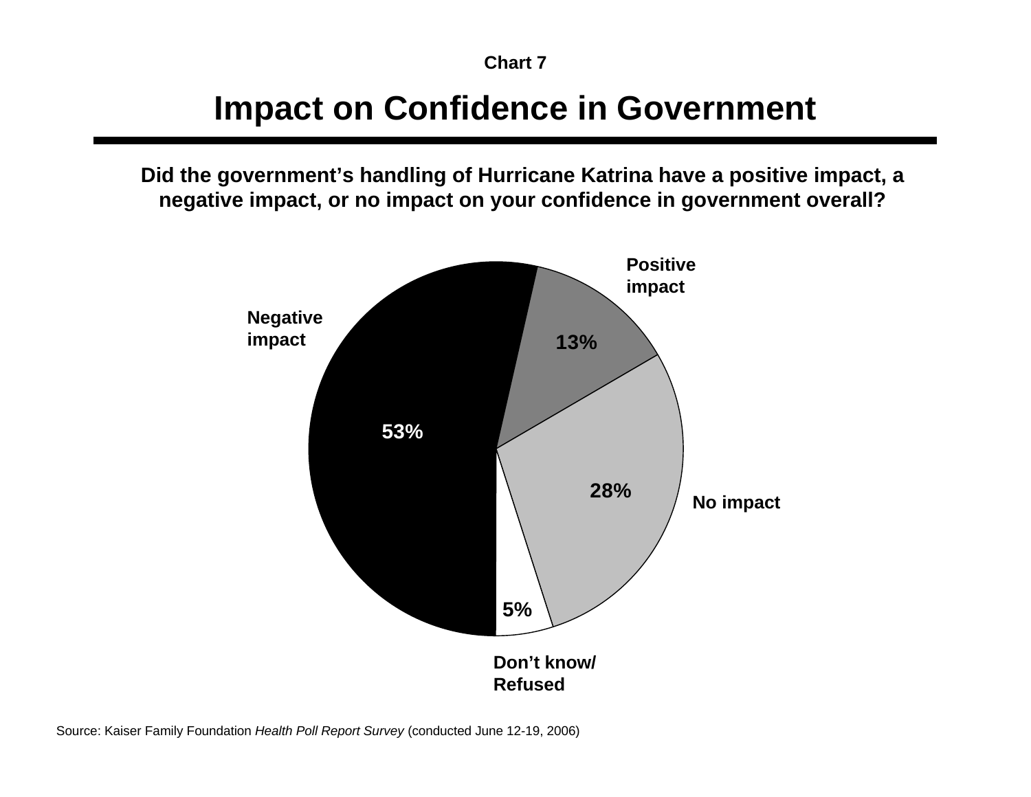Chart 7

# Impact on Confidence in Government

**Did the government's handling of Hurricane Katrina have a positive impact, a negative impact, or no impact on your confidence in government overall?**

Positive impact

13%

Negative impact

53%

28%

No impact

5%

Don't know/ Refused

Source: Kaiser Family Foundation *Health Poll Report Survey* (conducted June 12-19, 2006)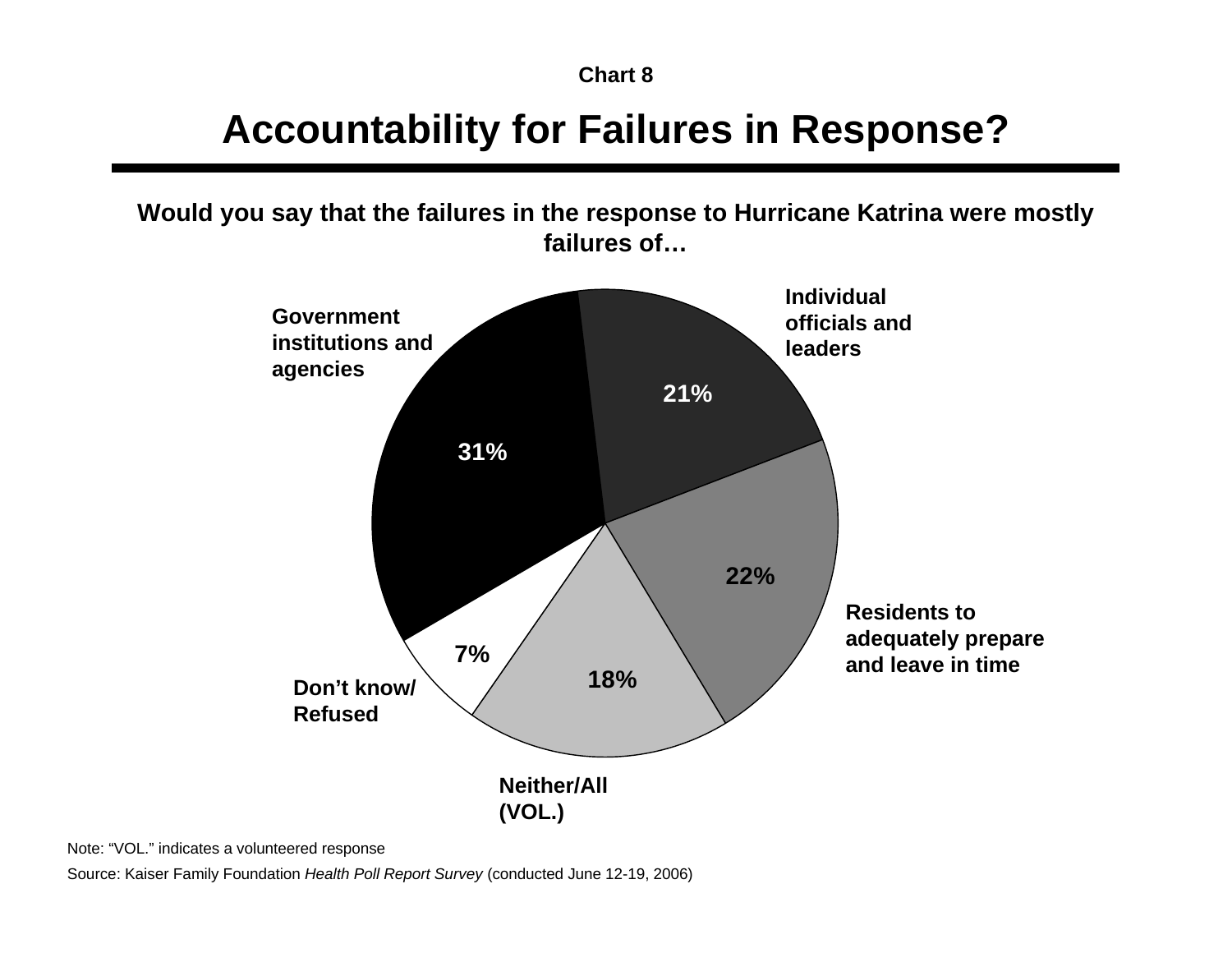Chart 8

# Accountability for Failures in Response?

**Would you say that the failures in the response to Hurricane Katrina were mostly failures of…**

| Response | Percent |
| --- | --- |
| Government institutions and agencies | 31% |
| Individual officials and leaders | 21% |
| Residents to adequately prepare and leave in time | 22% |
| Neither/All (VOL.) | 18% |
| Don’t know/ Refused | 7% |

Note: “VOL.” indicates a volunteered response

Source: Kaiser Family Foundation *Health Poll Report Survey* (conducted June 12-19, 2006)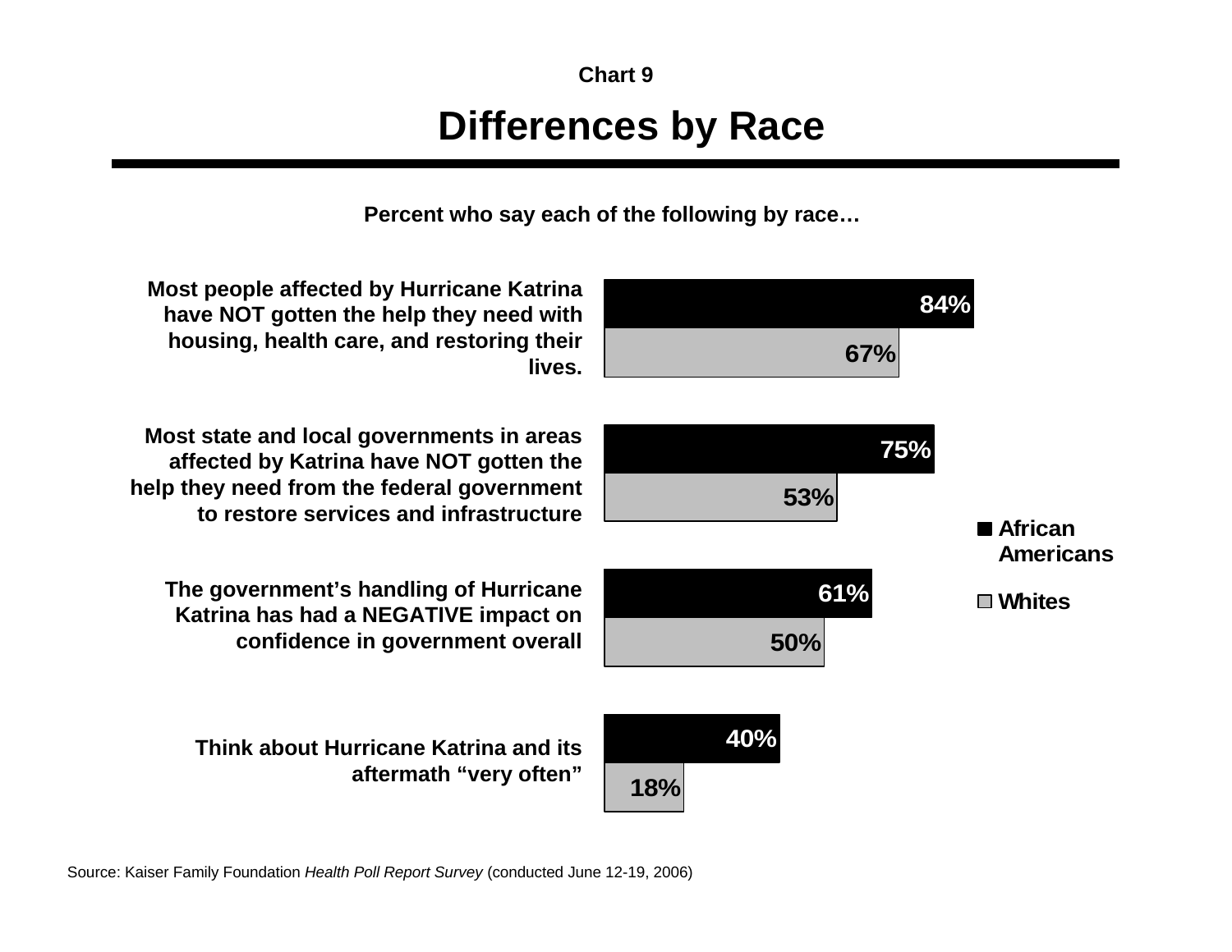Chart 9

# Differences by Race

**Percent who say each of the following by race…**

| | African Americans | Whites |
|---|---|---|
| Most people affected by Hurricane Katrina have NOT gotten the help they need with housing, health care, and restoring their lives. | 84% | 67% |
| Most state and local governments in areas affected by Katrina have NOT gotten the help they need from the federal government to restore services and infrastructure | 75% | 53% |
| The government's handling of Hurricane Katrina has had a NEGATIVE impact on confidence in government overall | 61% | 50% |
| Think about Hurricane Katrina and its aftermath "very often" | 40% | 18% |

Source: Kaiser Family Foundation *Health Poll Report Survey* (conducted June 12-19, 2006)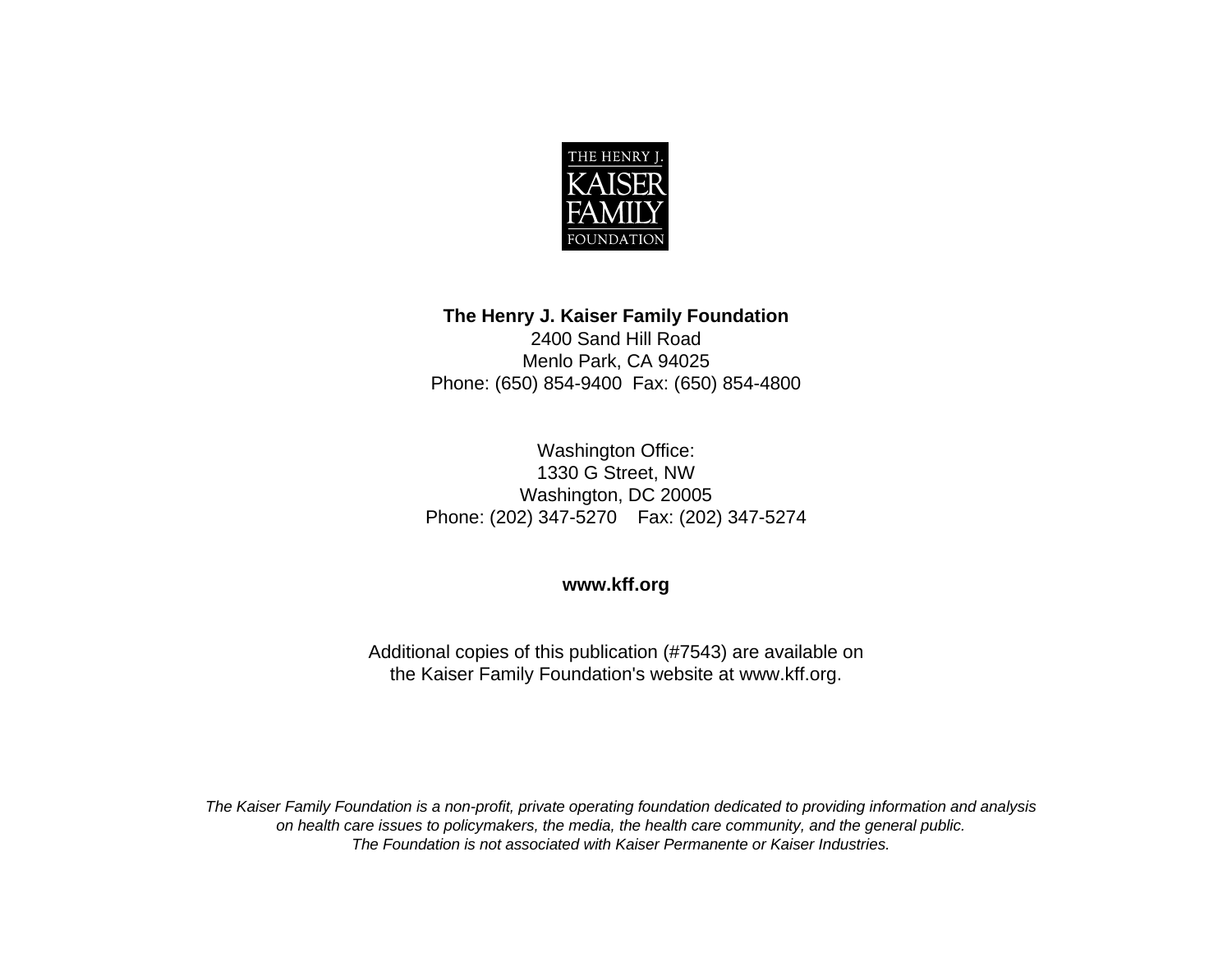THE HENRY J.
KAISER
FAMILY
FOUNDATION

**The Henry J. Kaiser Family Foundation**
2400 Sand Hill Road
Menlo Park, CA 94025
Phone: (650) 854-9400 Fax: (650) 854-4800

Washington Office:
1330 G Street, NW
Washington, DC 20005
Phone: (202) 347-5270 Fax: (202) 347-5274

**www.kff.org**

Additional copies of this publication (#7543) are available on
the Kaiser Family Foundation's website at www.kff.org.

*The Kaiser Family Foundation is a non-profit, private operating foundation dedicated to providing information and analysis on health care issues to policymakers, the media, the health care community, and the general public. The Foundation is not associated with Kaiser Permanente or Kaiser Industries.*